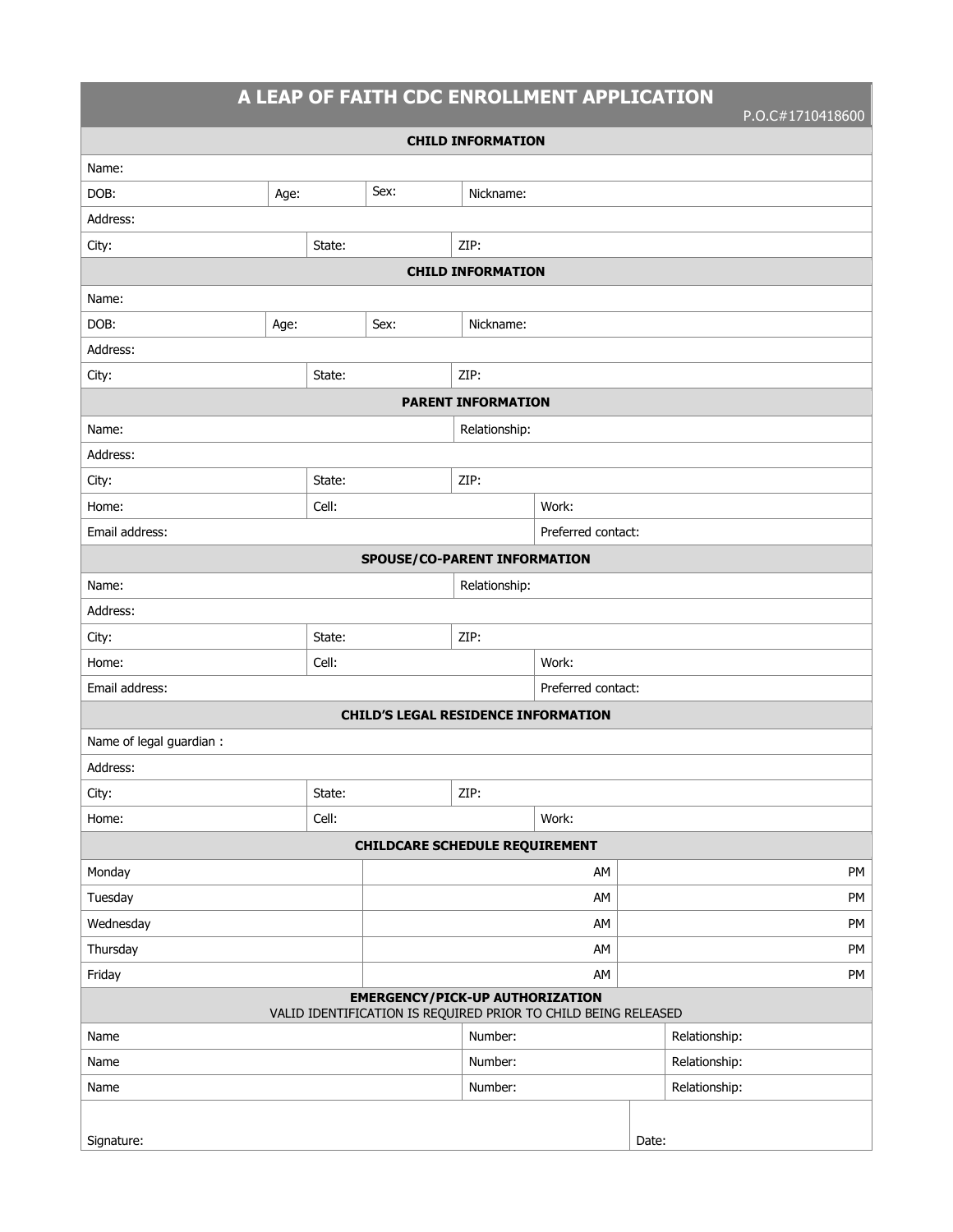# A LEAP OF FAITH CDC ENROLLMENT APPLICATION

P.O.C#1710418600

## CHILD INFORMATION

| | | | |
|---|---|---|---|
| Name: | | | |
| DOB: | Age: | Sex: | Nickname: |
| Address: | | | |
| City: | State: | ZIP: | |

## CHILD INFORMATION

| | | | |
|---|---|---|---|
| Name: | | | |
| DOB: | Age: | Sex: | Nickname: |
| Address: | | | |
| City: | State: | ZIP: | |

## PARENT INFORMATION

| | | | |
|---|---|---|---|
| Name: | | Relationship: | |
| Address: | | | |
| City: | State: | ZIP: | |
| Home: | Cell: | | Work: |
| Email address: | | | Preferred contact: |

## SPOUSE/CO-PARENT INFORMATION

| | | | |
|---|---|---|---|
| Name: | | Relationship: | |
| Address: | | | |
| City: | State: | ZIP: | |
| Home: | Cell: | | Work: |
| Email address: | | | Preferred contact: |

## CHILD'S LEGAL RESIDENCE INFORMATION

| | | | |
|---|---|---|---|
| Name of legal guardian : | | | |
| Address: | | | |
| City: | State: | ZIP: | |
| Home: | Cell: | | Work: |

## CHILDCARE SCHEDULE REQUIREMENT

| | | |
|---|---|---|
| Monday | AM | PM |
| Tuesday | AM | PM |
| Wednesday | AM | PM |
| Thursday | AM | PM |
| Friday | AM | PM |

## EMERGENCY/PICK-UP AUTHORIZATION

VALID IDENTIFICATION IS REQUIRED PRIOR TO CHILD BEING RELEASED

| | | |
|---|---|---|
| Name | Number: | Relationship: |
| Name | Number: | Relationship: |
| Name | Number: | Relationship: |

| | |
|---|---|
| Signature: | Date: |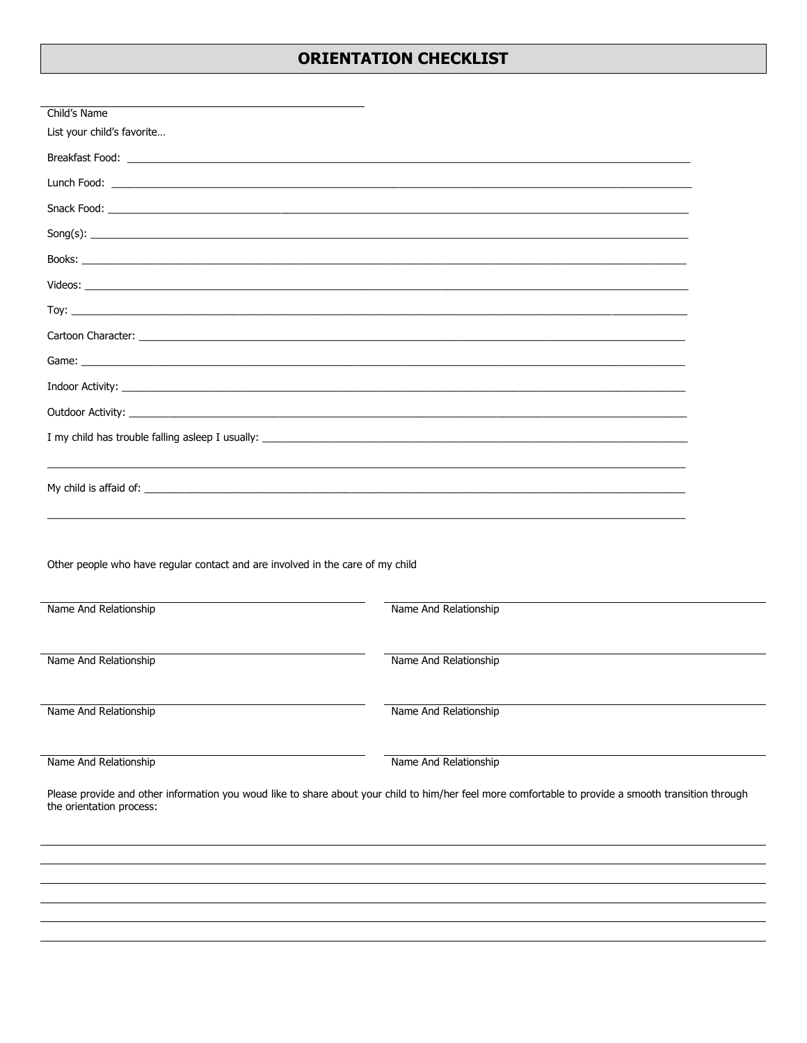# ORIENTATION CHECKLIST

______________________________________________
Child's Name

List your child's favorite…

Breakfast Food: ______________________________________________

Lunch Food: ______________________________________________

Snack Food: ______________________________________________

Song(s): ______________________________________________

Books: ______________________________________________

Videos: ______________________________________________

Toy: ______________________________________________

Cartoon Character: ______________________________________________

Game: ______________________________________________

Indoor Activity: ______________________________________________

Outdoor Activity: ______________________________________________

I my child has trouble falling asleep I usually: ______________________________________________

______________________________________________

My child is affaid of: ______________________________________________

______________________________________________

Other people who have regular contact and are involved in the care of my child

| | |
|---|---|
| Name And Relationship | Name And Relationship |
| Name And Relationship | Name And Relationship |
| Name And Relationship | Name And Relationship |
| Name And Relationship | Name And Relationship |

Please provide and other information you woud like to share about your child to him/her feel more comfortable to provide a smooth transition through the orientation process:

______________________________________________

______________________________________________

______________________________________________

______________________________________________

______________________________________________

______________________________________________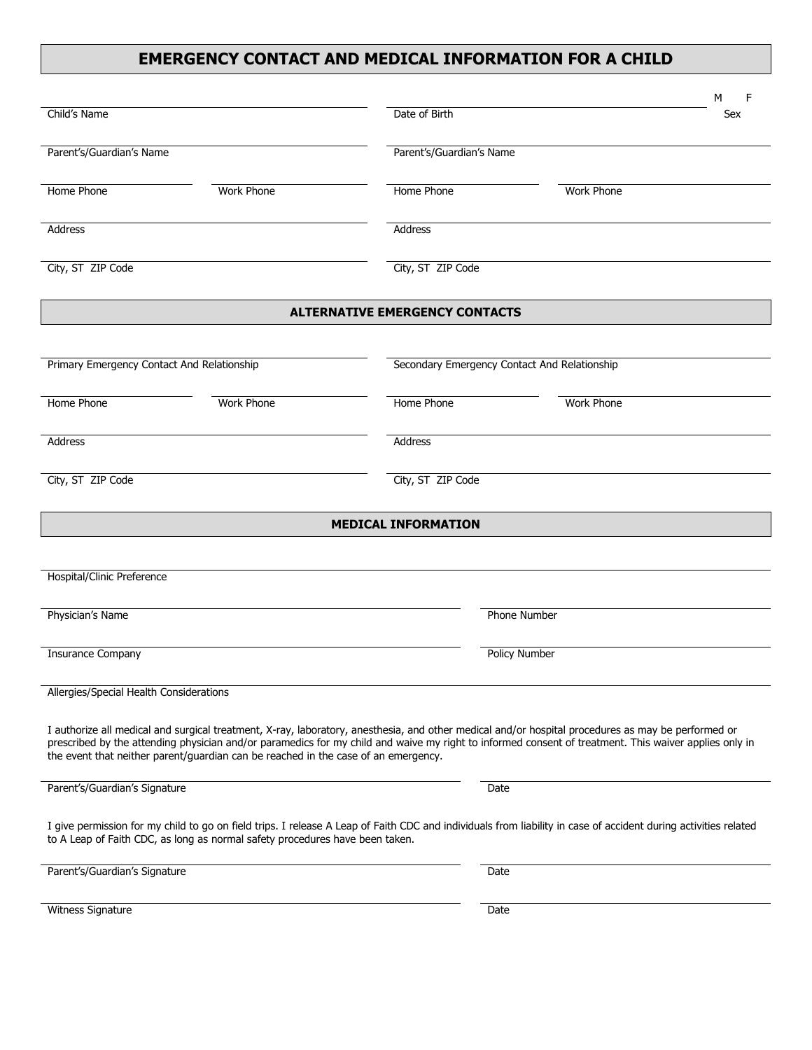# EMERGENCY CONTACT AND MEDICAL INFORMATION FOR A CHILD

Child's Name ____________________ Date of Birth ____________________ Sex M F

Parent's/Guardian's Name ____________________ Parent's/Guardian's Name ____________________

Home Phone __________ Work Phone __________ Home Phone __________ Work Phone __________

Address ____________________ Address ____________________

City, ST ZIP Code ____________________ City, ST ZIP Code ____________________

## ALTERNATIVE EMERGENCY CONTACTS

Primary Emergency Contact And Relationship ____________________ Secondary Emergency Contact And Relationship ____________________

Home Phone __________ Work Phone __________ Home Phone __________ Work Phone __________

Address ____________________ Address ____________________

City, ST ZIP Code ____________________ City, ST ZIP Code ____________________

## MEDICAL INFORMATION

Hospital/Clinic Preference ____________________

Physician's Name ____________________ Phone Number ____________________

Insurance Company ____________________ Policy Number ____________________

Allergies/Special Health Considerations ____________________

I authorize all medical and surgical treatment, X-ray, laboratory, anesthesia, and other medical and/or hospital procedures as may be performed or prescribed by the attending physician and/or paramedics for my child and waive my right to informed consent of treatment. This waiver applies only in the event that neither parent/guardian can be reached in the case of an emergency.

Parent's/Guardian's Signature ____________________ Date ____________________

I give permission for my child to go on field trips. I release A Leap of Faith CDC and individuals from liability in case of accident during activities related to A Leap of Faith CDC, as long as normal safety procedures have been taken.

Parent's/Guardian's Signature ____________________ Date ____________________

Witness Signature ____________________ Date ____________________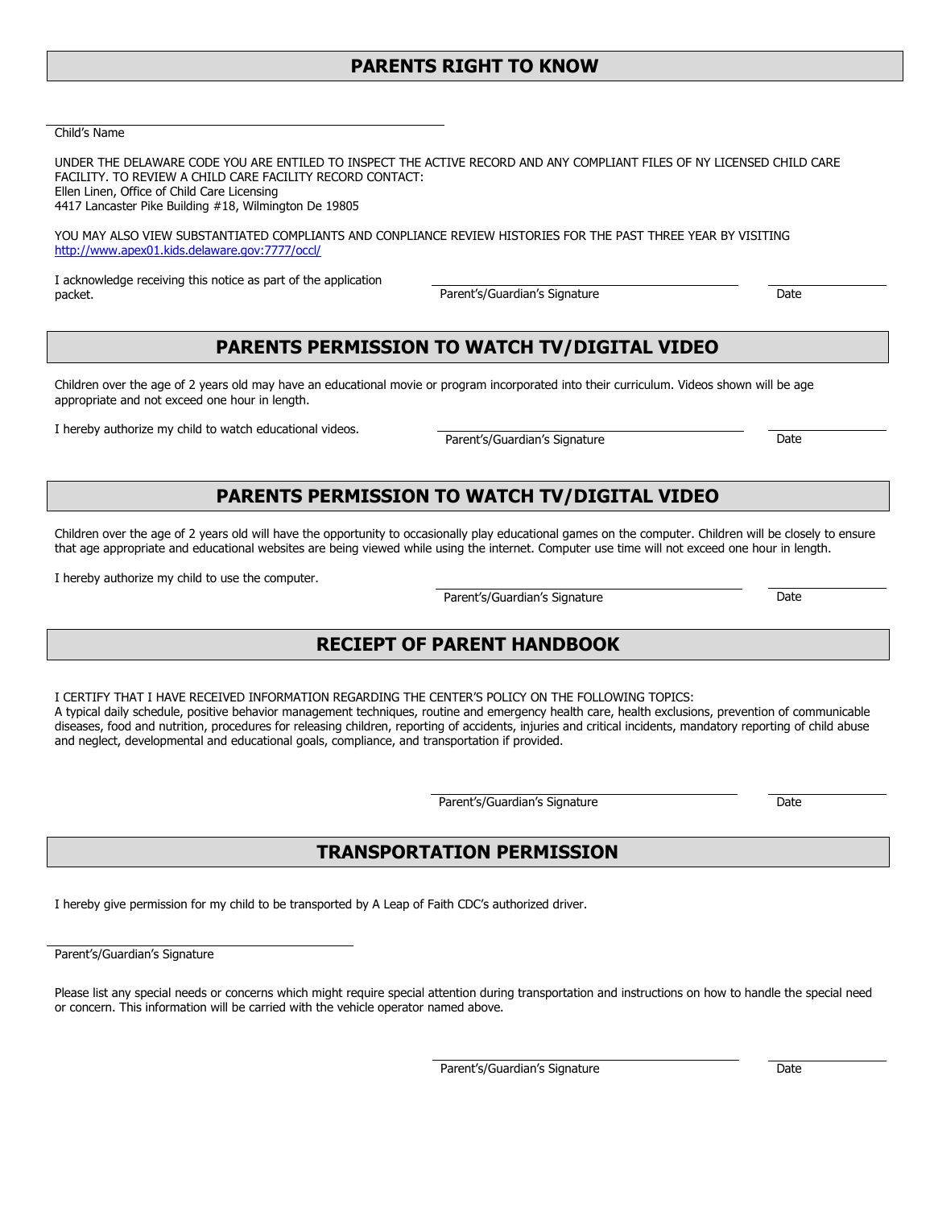## PARENTS RIGHT TO KNOW

______________________________
Child's Name

UNDER THE DELAWARE CODE YOU ARE ENTILED TO INSPECT THE ACTIVE RECORD AND ANY COMPLIANT FILES OF NY LICENSED CHILD CARE FACILITY. TO REVIEW A CHILD CARE FACILITY RECORD CONTACT:
Ellen Linen, Office of Child Care Licensing
4417 Lancaster Pike Building #18, Wilmington De 19805

YOU MAY ALSO VIEW SUBSTANTIATED COMPLIANTS AND CONPLIANCE REVIEW HISTORIES FOR THE PAST THREE YEAR BY VISITING
http://www.apex01.kids.delaware.gov:7777/occl/

I acknowledge receiving this notice as part of the application packet.

______________________________ Parent's/Guardian's Signature ______________ Date

## PARENTS PERMISSION TO WATCH TV/DIGITAL VIDEO

Children over the age of 2 years old may have an educational movie or program incorporated into their curriculum. Videos shown will be age appropriate and not exceed one hour in length.

I hereby authorize my child to watch educational videos.

______________________________ Parent's/Guardian's Signature ______________ Date

## PARENTS PERMISSION TO WATCH TV/DIGITAL VIDEO

Children over the age of 2 years old will have the opportunity to occasionally play educational games on the computer. Children will be closely to ensure that age appropriate and educational websites are being viewed while using the internet. Computer use time will not exceed one hour in length.

I hereby authorize my child to use the computer.

______________________________ Parent's/Guardian's Signature ______________ Date

## RECIEPT OF PARENT HANDBOOK

I CERTIFY THAT I HAVE RECEIVED INFORMATION REGARDING THE CENTER'S POLICY ON THE FOLLOWING TOPICS:
A typical daily schedule, positive behavior management techniques, routine and emergency health care, health exclusions, prevention of communicable diseases, food and nutrition, procedures for releasing children, reporting of accidents, injuries and critical incidents, mandatory reporting of child abuse and neglect, developmental and educational goals, compliance, and transportation if provided.

______________________________ Parent's/Guardian's Signature ______________ Date

## TRANSPORTATION PERMISSION

I hereby give permission for my child to be transported by A Leap of Faith CDC's authorized driver.

______________________________
Parent's/Guardian's Signature

Please list any special needs or concerns which might require special attention during transportation and instructions on how to handle the special need or concern. This information will be carried with the vehicle operator named above.

______________________________ Parent's/Guardian's Signature ______________ Date